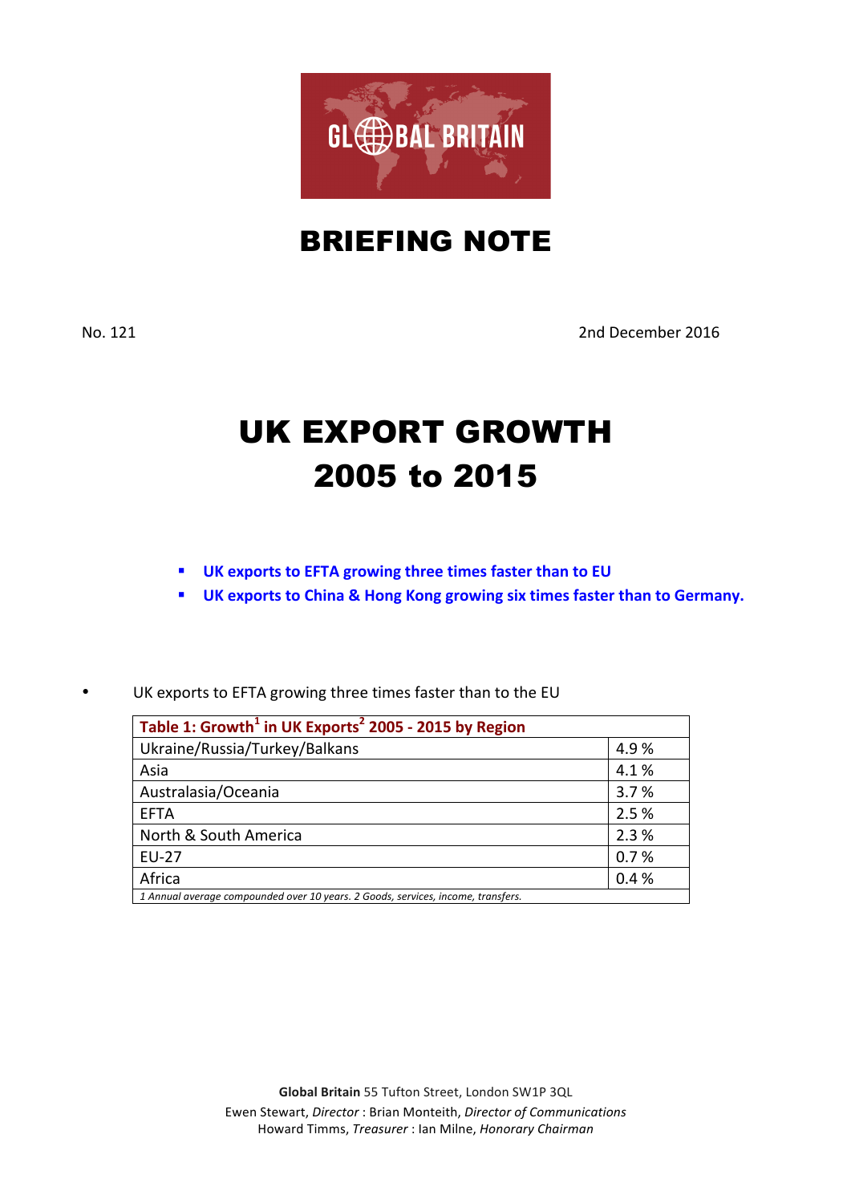GLOBAL BRITAIN

# BRIEFING NOTE

No. 121

2nd December 2016

# UK EXPORT GROWTH 2005 to 2015

- **UK exports to EFTA growing three times faster than to EU**
- **UK exports to China & Hong Kong growing six times faster than to Germany.**

- UK exports to EFTA growing three times faster than to the EU

| Table 1: Growth[1] in UK Exports[2] 2005 - 2015 by Region | |
|---|---|
| Ukraine/Russia/Turkey/Balkans | 4.9 % |
| Asia | 4.1 % |
| Australasia/Oceania | 3.7 % |
| EFTA | 2.5 % |
| North & South America | 2.3 % |
| EU-27 | 0.7 % |
| Africa | 0.4 % |

*1 Annual average compounded over 10 years. 2 Goods, services, income, transfers.*

**Global Britain** 55 Tufton Street, London SW1P 3QL
Ewen Stewart, *Director* : Brian Monteith, *Director of Communications*
Howard Timms, *Treasurer* : Ian Milne, *Honorary Chairman*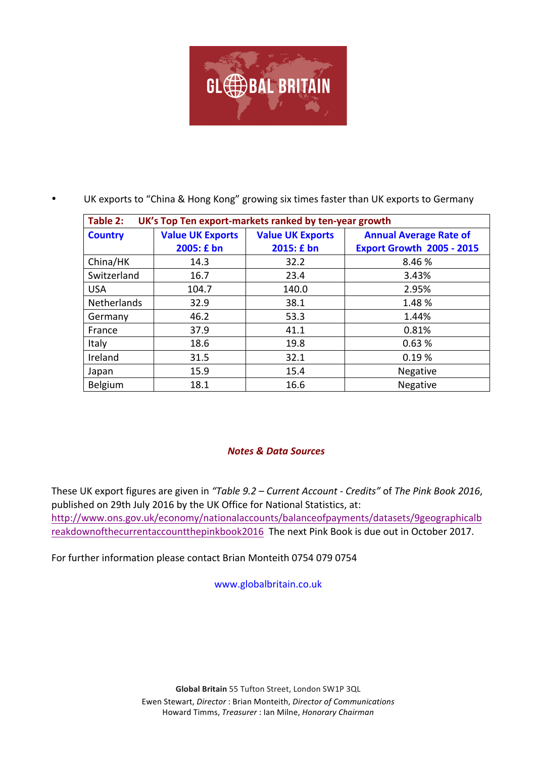GLOBAL BRITAIN

- UK exports to "China & Hong Kong" growing six times faster than UK exports to Germany

| Table 2: UK's Top Ten export-markets ranked by ten-year growth | | | |
|---|---|---|---|
| **Country** | **Value UK Exports 2005: £ bn** | **Value UK Exports 2015: £ bn** | **Annual Average Rate of Export Growth 2005 - 2015** |
| China/HK | 14.3 | 32.2 | 8.46 % |
| Switzerland | 16.7 | 23.4 | 3.43% |
| USA | 104.7 | 140.0 | 2.95% |
| Netherlands | 32.9 | 38.1 | 1.48 % |
| Germany | 46.2 | 53.3 | 1.44% |
| France | 37.9 | 41.1 | 0.81% |
| Italy | 18.6 | 19.8 | 0.63 % |
| Ireland | 31.5 | 32.1 | 0.19 % |
| Japan | 15.9 | 15.4 | Negative |
| Belgium | 18.1 | 16.6 | Negative |

***Notes & Data Sources***

These UK export figures are given in *"Table 9.2 – Current Account - Credits"* of *The Pink Book 2016*, published on 29th July 2016 by the UK Office for National Statistics, at: http://www.ons.gov.uk/economy/nationalaccounts/balanceofpayments/datasets/9geographicalbreakdownofthecurrentaccountthepinkbook2016 The next Pink Book is due out in October 2017.

For further information please contact Brian Monteith 0754 079 0754

www.globalbritain.co.uk

**Global Britain** 55 Tufton Street, London SW1P 3QL
Ewen Stewart, *Director* : Brian Monteith, *Director of Communications*
Howard Timms, *Treasurer* : Ian Milne, *Honorary Chairman*